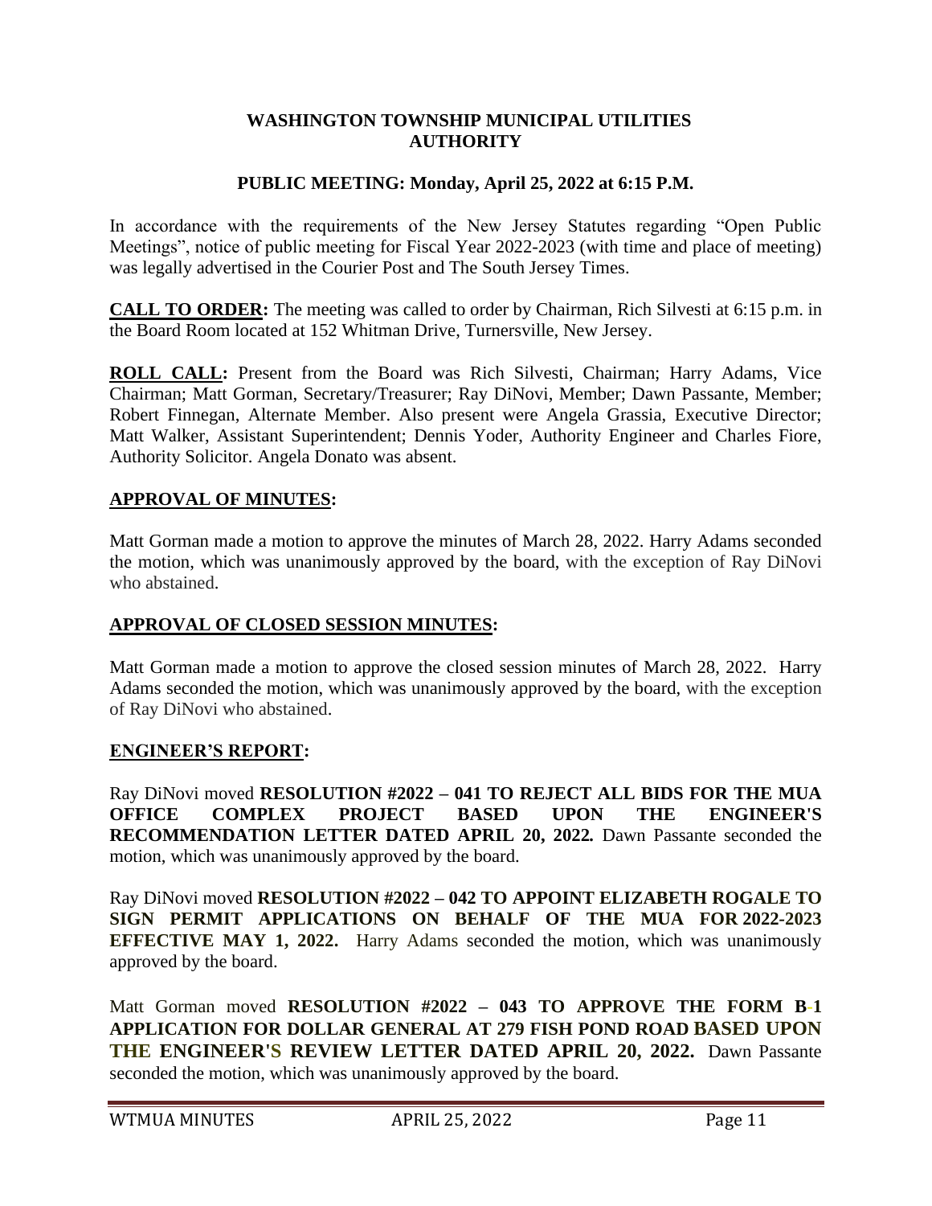# WASHINGTON TOWNSHIP MUNICIPAL UTILITIES AUTHORITY

## PUBLIC MEETING: Monday, April 25, 2022 at 6:15 P.M.

In accordance with the requirements of the New Jersey Statutes regarding "Open Public Meetings", notice of public meeting for Fiscal Year 2022-2023 (with time and place of meeting) was legally advertised in the Courier Post and The South Jersey Times.

**CALL TO ORDER:** The meeting was called to order by Chairman, Rich Silvesti at 6:15 p.m. in the Board Room located at 152 Whitman Drive, Turnersville, New Jersey.

**ROLL CALL:** Present from the Board was Rich Silvesti, Chairman; Harry Adams, Vice Chairman; Matt Gorman, Secretary/Treasurer; Ray DiNovi, Member; Dawn Passante, Member; Robert Finnegan, Alternate Member. Also present were Angela Grassia, Executive Director; Matt Walker, Assistant Superintendent; Dennis Yoder, Authority Engineer and Charles Fiore, Authority Solicitor. Angela Donato was absent.

### APPROVAL OF MINUTES:

Matt Gorman made a motion to approve the minutes of March 28, 2022. Harry Adams seconded the motion, which was unanimously approved by the board, with the exception of Ray DiNovi who abstained.

### APPROVAL OF CLOSED SESSION MINUTES:

Matt Gorman made a motion to approve the closed session minutes of March 28, 2022. Harry Adams seconded the motion, which was unanimously approved by the board, with the exception of Ray DiNovi who abstained.

### ENGINEER'S REPORT:

Ray DiNovi moved **RESOLUTION #2022 – 041 TO REJECT ALL BIDS FOR THE MUA OFFICE COMPLEX PROJECT BASED UPON THE ENGINEER'S RECOMMENDATION LETTER DATED APRIL 20, 2022.** Dawn Passante seconded the motion, which was unanimously approved by the board.

Ray DiNovi moved **RESOLUTION #2022 – 042 TO APPOINT ELIZABETH ROGALE TO SIGN PERMIT APPLICATIONS ON BEHALF OF THE MUA FOR 2022-2023 EFFECTIVE MAY 1, 2022.** Harry Adams seconded the motion, which was unanimously approved by the board.

Matt Gorman moved **RESOLUTION #2022 – 043 TO APPROVE THE FORM B-1 APPLICATION FOR DOLLAR GENERAL AT 279 FISH POND ROAD BASED UPON THE ENGINEER'S REVIEW LETTER DATED APRIL 20, 2022.** Dawn Passante seconded the motion, which was unanimously approved by the board.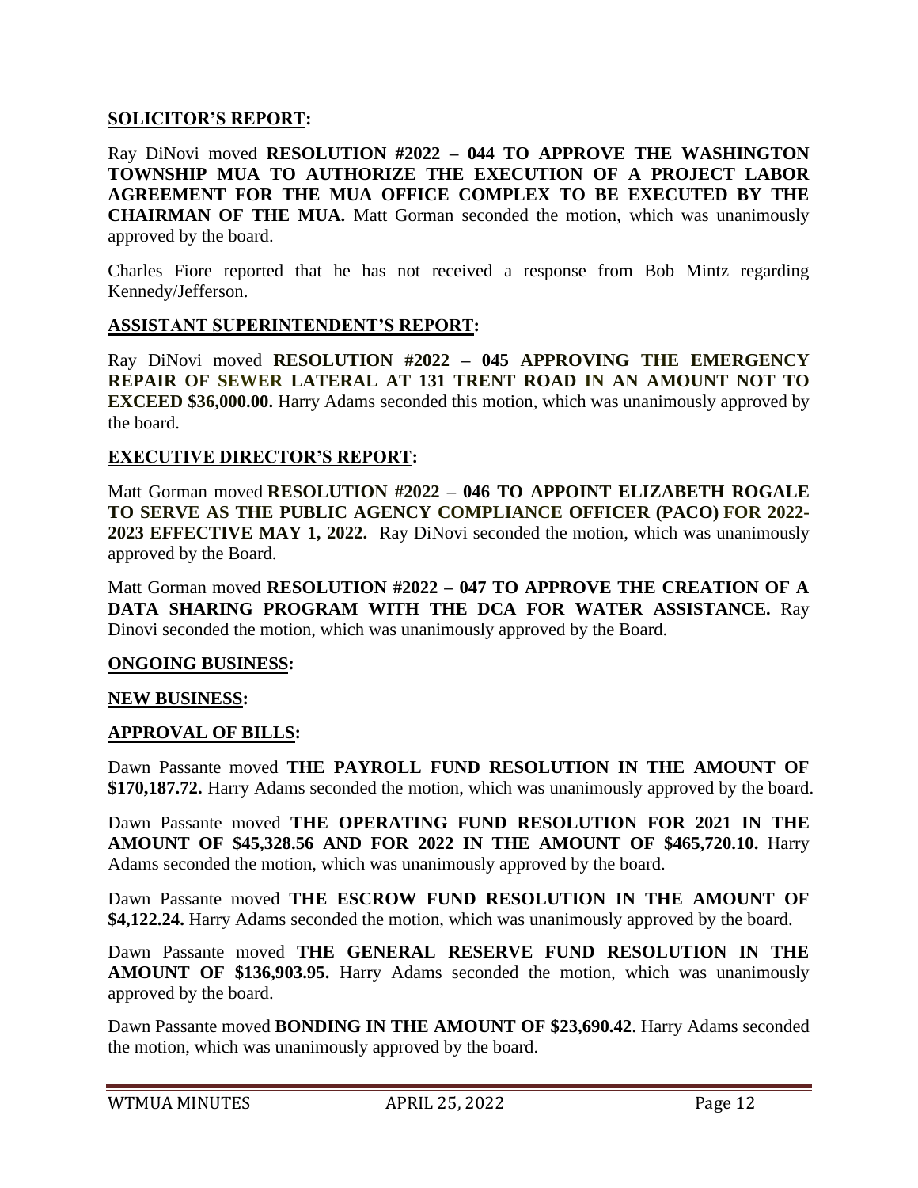**SOLICITOR'S REPORT:**

Ray DiNovi moved **RESOLUTION #2022 – 044 TO APPROVE THE WASHINGTON TOWNSHIP MUA TO AUTHORIZE THE EXECUTION OF A PROJECT LABOR AGREEMENT FOR THE MUA OFFICE COMPLEX TO BE EXECUTED BY THE CHAIRMAN OF THE MUA.** Matt Gorman seconded the motion, which was unanimously approved by the board.

Charles Fiore reported that he has not received a response from Bob Mintz regarding Kennedy/Jefferson.

**ASSISTANT SUPERINTENDENT'S REPORT:**

Ray DiNovi moved **RESOLUTION #2022 – 045 APPROVING THE EMERGENCY REPAIR OF SEWER LATERAL AT 131 TRENT ROAD IN AN AMOUNT NOT TO EXCEED $36,000.00.** Harry Adams seconded this motion, which was unanimously approved by the board.

**EXECUTIVE DIRECTOR'S REPORT:**

Matt Gorman moved **RESOLUTION #2022 – 046 TO APPOINT ELIZABETH ROGALE TO SERVE AS THE PUBLIC AGENCY COMPLIANCE OFFICER (PACO) FOR 2022-2023 EFFECTIVE MAY 1, 2022.** Ray DiNovi seconded the motion, which was unanimously approved by the Board.

Matt Gorman moved **RESOLUTION #2022 – 047 TO APPROVE THE CREATION OF A DATA SHARING PROGRAM WITH THE DCA FOR WATER ASSISTANCE.** Ray Dinovi seconded the motion, which was unanimously approved by the Board.

**ONGOING BUSINESS:**

**NEW BUSINESS:**

**APPROVAL OF BILLS:**

Dawn Passante moved **THE PAYROLL FUND RESOLUTION IN THE AMOUNT OF $170,187.72.** Harry Adams seconded the motion, which was unanimously approved by the board.

Dawn Passante moved **THE OPERATING FUND RESOLUTION FOR 2021 IN THE AMOUNT OF $45,328.56 AND FOR 2022 IN THE AMOUNT OF $465,720.10.** Harry Adams seconded the motion, which was unanimously approved by the board.

Dawn Passante moved **THE ESCROW FUND RESOLUTION IN THE AMOUNT OF $4,122.24.** Harry Adams seconded the motion, which was unanimously approved by the board.

Dawn Passante moved **THE GENERAL RESERVE FUND RESOLUTION IN THE AMOUNT OF $136,903.95.** Harry Adams seconded the motion, which was unanimously approved by the board.

Dawn Passante moved **BONDING IN THE AMOUNT OF $23,690.42**. Harry Adams seconded the motion, which was unanimously approved by the board.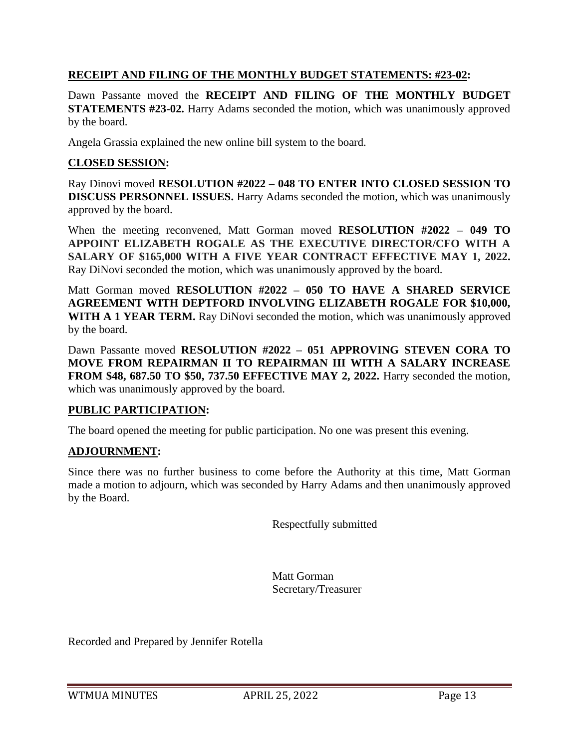**<u>RECEIPT AND FILING OF THE MONTHLY BUDGET STATEMENTS: #23-02</u>:**

Dawn Passante moved the **RECEIPT AND FILING OF THE MONTHLY BUDGET STATEMENTS #23-02.** Harry Adams seconded the motion, which was unanimously approved by the board.

Angela Grassia explained the new online bill system to the board.

**<u>CLOSED SESSION</u>:**

Ray Dinovi moved **RESOLUTION #2022 – 048 TO ENTER INTO CLOSED SESSION TO DISCUSS PERSONNEL ISSUES.** Harry Adams seconded the motion, which was unanimously approved by the board.

When the meeting reconvened, Matt Gorman moved **RESOLUTION #2022 – 049 TO APPOINT ELIZABETH ROGALE AS THE EXECUTIVE DIRECTOR/CFO WITH A SALARY OF $165,000 WITH A FIVE YEAR CONTRACT EFFECTIVE MAY 1, 2022.** Ray DiNovi seconded the motion, which was unanimously approved by the board.

Matt Gorman moved **RESOLUTION #2022 – 050 TO HAVE A SHARED SERVICE AGREEMENT WITH DEPTFORD INVOLVING ELIZABETH ROGALE FOR $10,000, WITH A 1 YEAR TERM.** Ray DiNovi seconded the motion, which was unanimously approved by the board.

Dawn Passante moved **RESOLUTION #2022 – 051 APPROVING STEVEN CORA TO MOVE FROM REPAIRMAN II TO REPAIRMAN III WITH A SALARY INCREASE FROM $48, 687.50 TO $50, 737.50 EFFECTIVE MAY 2, 2022.** Harry seconded the motion, which was unanimously approved by the board.

**<u>PUBLIC PARTICIPATION</u>:**

The board opened the meeting for public participation. No one was present this evening.

**<u>ADJOURNMENT</u>:**

Since there was no further business to come before the Authority at this time, Matt Gorman made a motion to adjourn, which was seconded by Harry Adams and then unanimously approved by the Board.

Respectfully submitted

Matt Gorman
Secretary/Treasurer

Recorded and Prepared by Jennifer Rotella